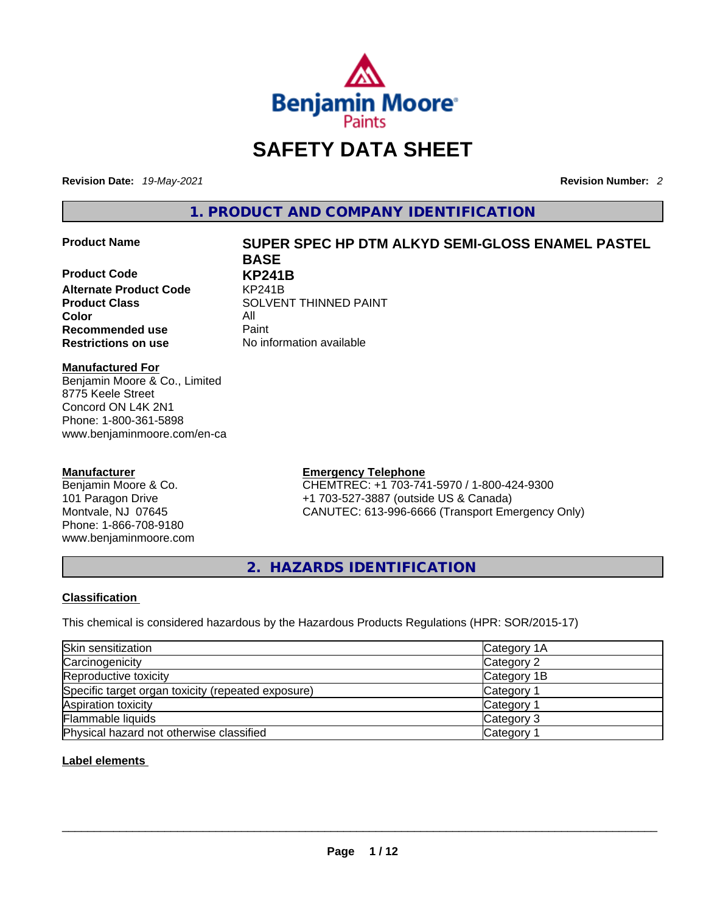# SAFETY DATA SHEET

**Revision Date:** *19-May-2021* **Revision Number:** *2*

## 1. PRODUCT AND COMPANY IDENTIFICATION

| | |
|---|---|
| **Product Name** | **SUPER SPEC HP DTM ALKYD SEMI-GLOSS ENAMEL PASTEL BASE** |
| **Product Code** | **KP241B** |
| **Alternate Product Code** | KP241B |
| **Product Class** | SOLVENT THINNED PAINT |
| **Color** | All |
| **Recommended use** | Paint |
| **Restrictions on use** | No information available |

**Manufactured For**
Benjamin Moore & Co., Limited
8775 Keele Street
Concord ON L4K 2N1
Phone: 1-800-361-5898
www.benjaminmoore.com/en-ca

**Manufacturer**
Benjamin Moore & Co.
101 Paragon Drive
Montvale, NJ 07645
Phone: 1-866-708-9180
www.benjaminmoore.com

**Emergency Telephone**
CHEMTREC: +1 703-741-5970 / 1-800-424-9300
+1 703-527-3887 (outside US & Canada)
CANUTEC: 613-996-6666 (Transport Emergency Only)

## 2. HAZARDS IDENTIFICATION

**Classification**

This chemical is considered hazardous by the Hazardous Products Regulations (HPR: SOR/2015-17)

| Hazard | Category |
|---|---|
| Skin sensitization | Category 1A |
| Carcinogenicity | Category 2 |
| Reproductive toxicity | Category 1B |
| Specific target organ toxicity (repeated exposure) | Category 1 |
| Aspiration toxicity | Category 1 |
| Flammable liquids | Category 3 |
| Physical hazard not otherwise classified | Category 1 |

**Label elements**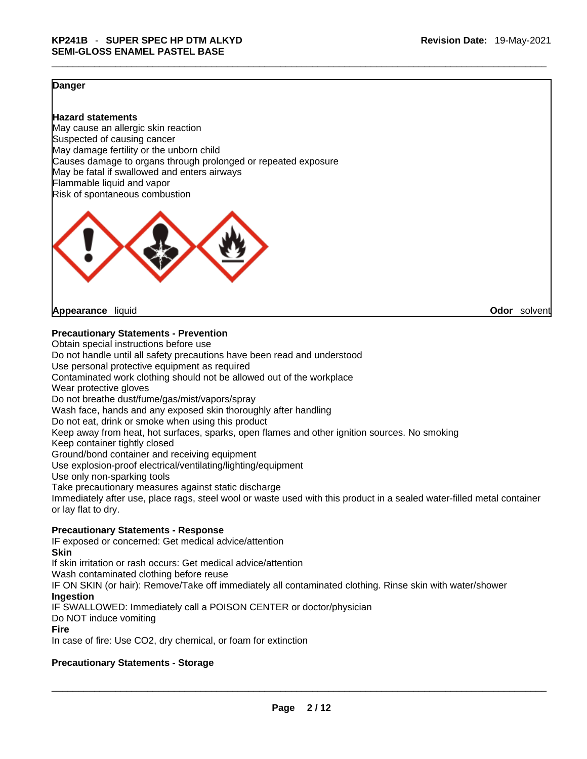**Danger**

**Hazard statements**
May cause an allergic skin reaction
Suspected of causing cancer
May damage fertility or the unborn child
Causes damage to organs through prolonged or repeated exposure
May be fatal if swallowed and enters airways
Flammable liquid and vapor
Risk of spontaneous combustion

**Appearance** liquid **Odor** solvent

**Precautionary Statements - Prevention**

Obtain special instructions before use
Do not handle until all safety precautions have been read and understood
Use personal protective equipment as required
Contaminated work clothing should not be allowed out of the workplace
Wear protective gloves
Do not breathe dust/fume/gas/mist/vapors/spray
Wash face, hands and any exposed skin thoroughly after handling
Do not eat, drink or smoke when using this product
Keep away from heat, hot surfaces, sparks, open flames and other ignition sources. No smoking
Keep container tightly closed
Ground/bond container and receiving equipment
Use explosion-proof electrical/ventilating/lighting/equipment
Use only non-sparking tools
Take precautionary measures against static discharge
Immediately after use, place rags, steel wool or waste used with this product in a sealed water-filled metal container or lay flat to dry.

**Precautionary Statements - Response**

IF exposed or concerned: Get medical advice/attention

**Skin**

If skin irritation or rash occurs: Get medical advice/attention
Wash contaminated clothing before reuse
IF ON SKIN (or hair): Remove/Take off immediately all contaminated clothing. Rinse skin with water/shower

**Ingestion**

IF SWALLOWED: Immediately call a POISON CENTER or doctor/physician
Do NOT induce vomiting

**Fire**

In case of fire: Use $CO_2$, dry chemical, or foam for extinction

**Precautionary Statements - Storage**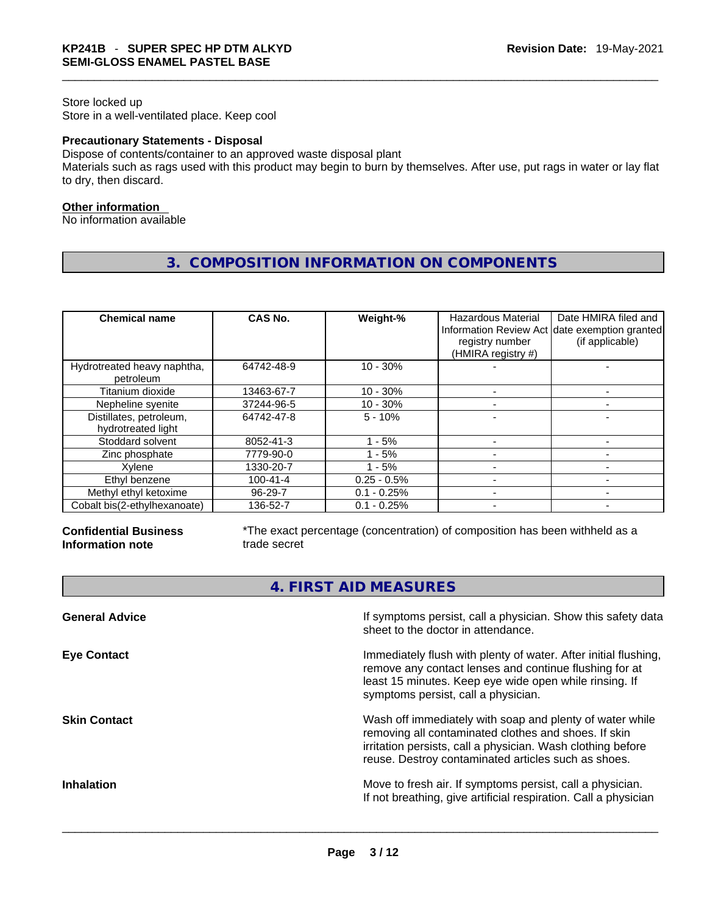Store locked up
Store in a well-ventilated place. Keep cool

**Precautionary Statements - Disposal**
Dispose of contents/container to an approved waste disposal plant
Materials such as rags used with this product may begin to burn by themselves. After use, put rags in water or lay flat to dry, then discard.

**Other information**
No information available

## 3. COMPOSITION INFORMATION ON COMPONENTS

| Chemical name | CAS No. | Weight-% | Hazardous Material Information Review Act registry number (HMIRA registry #) | Date HMIRA filed and date exemption granted (if applicable) |
|---|---|---|---|---|
| Hydrotreated heavy naphtha, petroleum | 64742-48-9 | 10 - 30% | - | - |
| Titanium dioxide | 13463-67-7 | 10 - 30% | - | - |
| Nepheline syenite | 37244-96-5 | 10 - 30% | - | - |
| Distillates, petroleum, hydrotreated light | 64742-47-8 | 5 - 10% | - | - |
| Stoddard solvent | 8052-41-3 | 1 - 5% | - | - |
| Zinc phosphate | 7779-90-0 | 1 - 5% | - | - |
| Xylene | 1330-20-7 | 1 - 5% | - | - |
| Ethyl benzene | 100-41-4 | 0.25 - 0.5% | - | - |
| Methyl ethyl ketoxime | 96-29-7 | 0.1 - 0.25% | - | - |
| Cobalt bis(2-ethylhexanoate) | 136-52-7 | 0.1 - 0.25% | - | - |

**Confidential Business Information note**

*The exact percentage (concentration) of composition has been withheld as a trade secret

## 4. FIRST AID MEASURES

**General Advice**

If symptoms persist, call a physician. Show this safety data sheet to the doctor in attendance.

**Eye Contact**

Immediately flush with plenty of water. After initial flushing, remove any contact lenses and continue flushing for at least 15 minutes. Keep eye wide open while rinsing. If symptoms persist, call a physician.

**Skin Contact**

Wash off immediately with soap and plenty of water while removing all contaminated clothes and shoes. If skin irritation persists, call a physician. Wash clothing before reuse. Destroy contaminated articles such as shoes.

**Inhalation**

Move to fresh air. If symptoms persist, call a physician.
If not breathing, give artificial respiration. Call a physician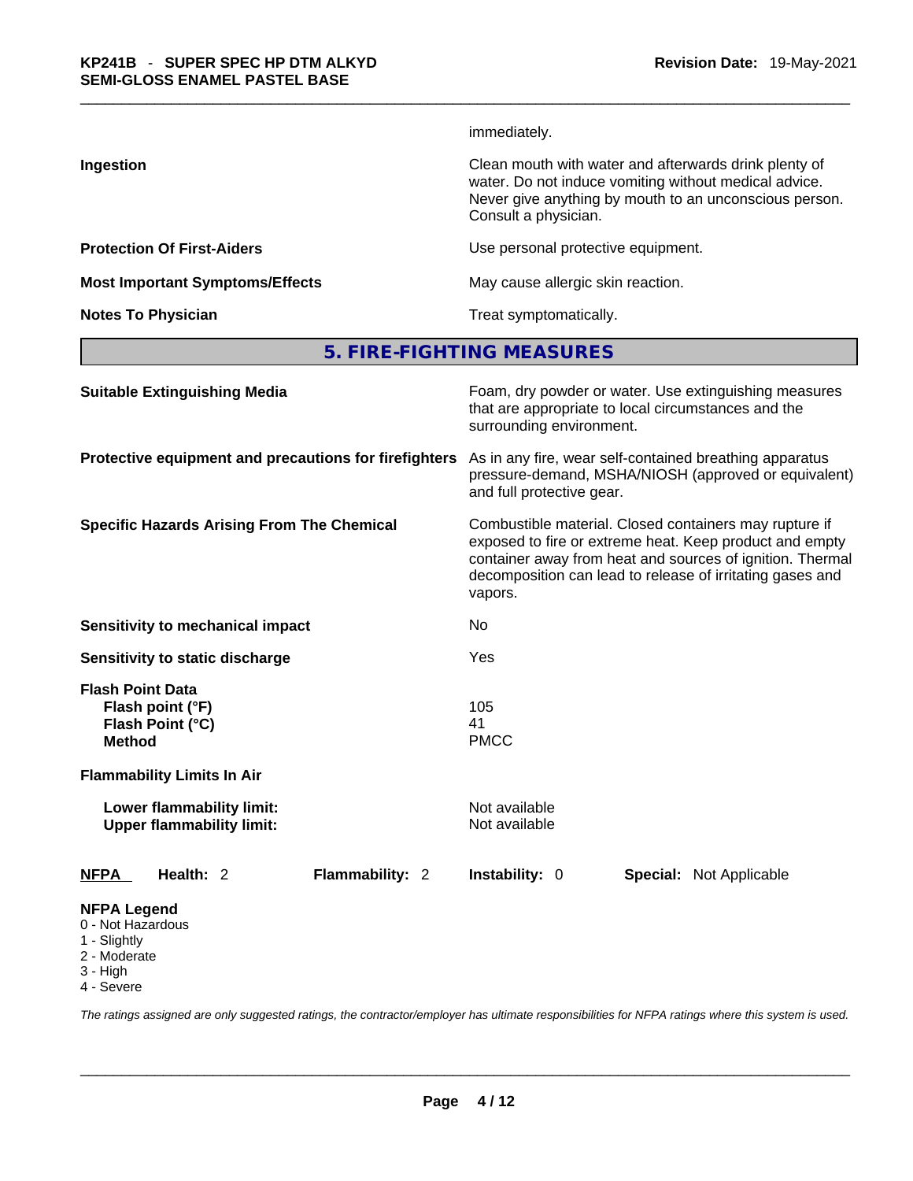immediately.

| | |
|---|---|
| **Ingestion** | Clean mouth with water and afterwards drink plenty of water. Do not induce vomiting without medical advice. Never give anything by mouth to an unconscious person. Consult a physician. |
| **Protection Of First-Aiders** | Use personal protective equipment. |
| **Most Important Symptoms/Effects** | May cause allergic skin reaction. |
| **Notes To Physician** | Treat symptomatically. |

## 5. FIRE-FIGHTING MEASURES

| | |
|---|---|
| **Suitable Extinguishing Media** | Foam, dry powder or water. Use extinguishing measures that are appropriate to local circumstances and the surrounding environment. |
| **Protective equipment and precautions for firefighters** | As in any fire, wear self-contained breathing apparatus pressure-demand, MSHA/NIOSH (approved or equivalent) and full protective gear. |
| **Specific Hazards Arising From The Chemical** | Combustible material. Closed containers may rupture if exposed to fire or extreme heat. Keep product and empty container away from heat and sources of ignition. Thermal decomposition can lead to release of irritating gases and vapors. |
| **Sensitivity to mechanical impact** | No |
| **Sensitivity to static discharge** | Yes |

**Flash Point Data**

| | |
|---|---|
| **Flash point (°F)** | 105 |
| **Flash Point (°C)** | 41 |
| **Method** | PMCC |

**Flammability Limits In Air**

| | |
|---|---|
| **Lower flammability limit:** | Not available |
| **Upper flammability limit:** | Not available |

| NFPA | Health: 2 | Flammability: 2 | Instability: 0 | Special: Not Applicable |
|---|---|---|---|---|

**NFPA Legend**
- 0 - Not Hazardous
- 1 - Slightly
- 2 - Moderate
- 3 - High
- 4 - Severe

*The ratings assigned are only suggested ratings, the contractor/employer has ultimate responsibilities for NFPA ratings where this system is used.*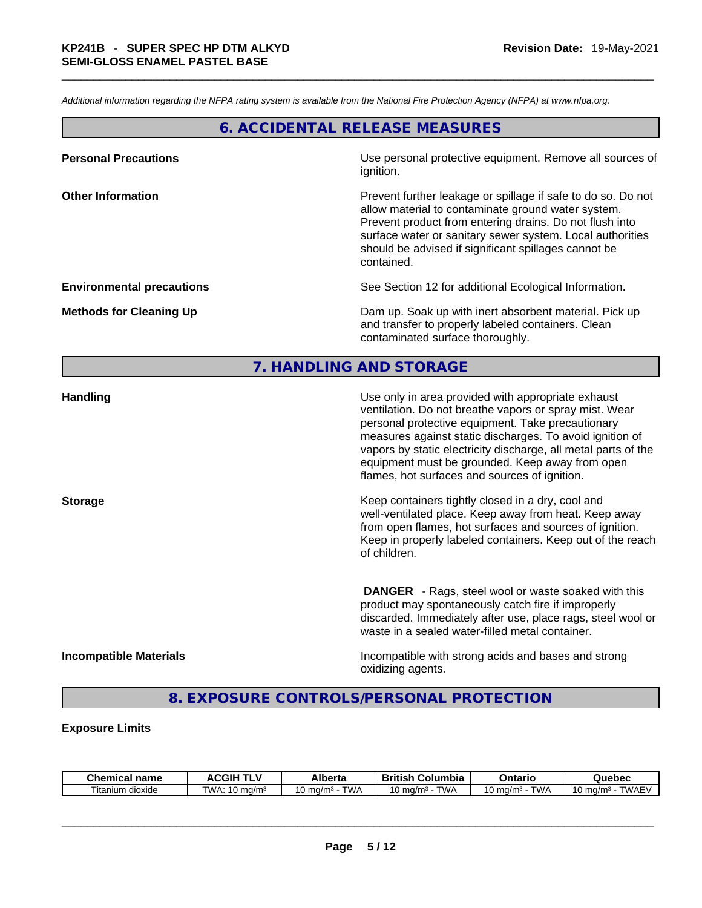*Additional information regarding the NFPA rating system is available from the National Fire Protection Agency (NFPA) at www.nfpa.org.*

## 6. ACCIDENTAL RELEASE MEASURES

**Personal Precautions**

Use personal protective equipment. Remove all sources of ignition.

**Other Information**

Prevent further leakage or spillage if safe to do so. Do not allow material to contaminate ground water system. Prevent product from entering drains. Do not flush into surface water or sanitary sewer system. Local authorities should be advised if significant spillages cannot be contained.

**Environmental precautions**

See Section 12 for additional Ecological Information.

**Methods for Cleaning Up**

Dam up. Soak up with inert absorbent material. Pick up and transfer to properly labeled containers. Clean contaminated surface thoroughly.

## 7. HANDLING AND STORAGE

**Handling**

Use only in area provided with appropriate exhaust ventilation. Do not breathe vapors or spray mist. Wear personal protective equipment. Take precautionary measures against static discharges. To avoid ignition of vapors by static electricity discharge, all metal parts of the equipment must be grounded. Keep away from open flames, hot surfaces and sources of ignition.

**Storage**

Keep containers tightly closed in a dry, cool and well-ventilated place. Keep away from heat. Keep away from open flames, hot surfaces and sources of ignition. Keep in properly labeled containers. Keep out of the reach of children.

**DANGER** - Rags, steel wool or waste soaked with this product may spontaneously catch fire if improperly discarded. Immediately after use, place rags, steel wool or waste in a sealed water-filled metal container.

**Incompatible Materials**

Incompatible with strong acids and bases and strong oxidizing agents.

## 8. EXPOSURE CONTROLS/PERSONAL PROTECTION

**Exposure Limits**

| Chemical name | ACGIH TLV | Alberta | British Columbia | Ontario | Quebec |
|---|---|---|---|---|---|
| Titanium dioxide | TWA: 10 mg/m³ | 10 mg/m³ - TWA | 10 mg/m³ - TWA | 10 mg/m³ - TWA | 10 mg/m³ - TWAEV |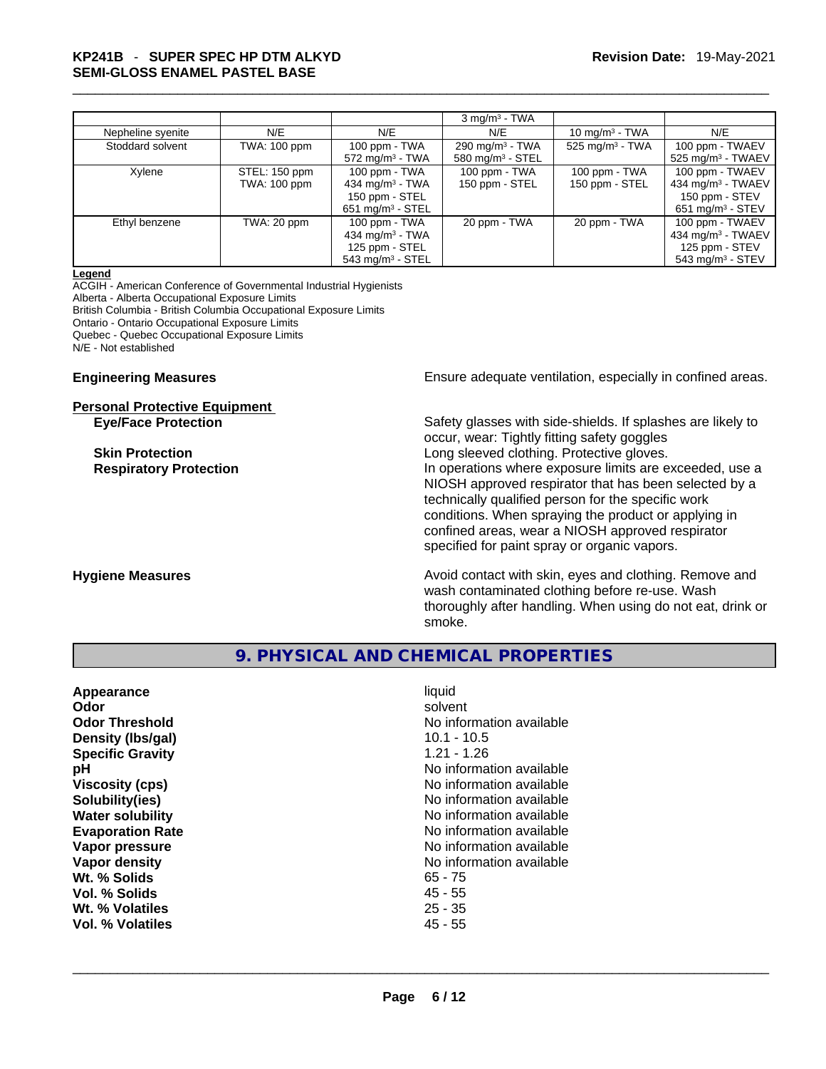| | | | 3 mg/m³ - TWA | | |
|---|---|---|---|---|---|
| Nepheline syenite | N/E | N/E | N/E | 10 mg/m³ - TWA | N/E |
| Stoddard solvent | TWA: 100 ppm | 100 ppm - TWA<br>572 mg/m³ - TWA | 290 mg/m³ - TWA<br>580 mg/m³ - STEL | 525 mg/m³ - TWA | 100 ppm - TWAEV<br>525 mg/m³ - TWAEV |
| Xylene | STEL: 150 ppm<br>TWA: 100 ppm | 100 ppm - TWA<br>434 mg/m³ - TWA<br>150 ppm - STEL<br>651 mg/m³ - STEL | 100 ppm - TWA<br>150 ppm - STEL | 100 ppm - TWA<br>150 ppm - STEL | 100 ppm - TWAEV<br>434 mg/m³ - TWAEV<br>150 ppm - STEV<br>651 mg/m³ - STEV |
| Ethyl benzene | TWA: 20 ppm | 100 ppm - TWA<br>434 mg/m³ - TWA<br>125 ppm - STEL<br>543 mg/m³ - STEL | 20 ppm - TWA | 20 ppm - TWA | 100 ppm - TWAEV<br>434 mg/m³ - TWAEV<br>125 ppm - STEV<br>543 mg/m³ - STEV |

**Legend**

ACGIH - American Conference of Governmental Industrial Hygienists
Alberta - Alberta Occupational Exposure Limits
British Columbia - British Columbia Occupational Exposure Limits
Ontario - Ontario Occupational Exposure Limits
Quebec - Quebec Occupational Exposure Limits
N/E - Not established

**Engineering Measures** Ensure adequate ventilation, especially in confined areas.

**Personal Protective Equipment**

**Eye/Face Protection** Safety glasses with side-shields. If splashes are likely to occur, wear: Tightly fitting safety goggles

**Skin Protection** Long sleeved clothing. Protective gloves.

**Respiratory Protection** In operations where exposure limits are exceeded, use a NIOSH approved respirator that has been selected by a technically qualified person for the specific work conditions. When spraying the product or applying in confined areas, wear a NIOSH approved respirator specified for paint spray or organic vapors.

**Hygiene Measures** Avoid contact with skin, eyes and clothing. Remove and wash contaminated clothing before re-use. Wash thoroughly after handling. When using do not eat, drink or smoke.

## 9. PHYSICAL AND CHEMICAL PROPERTIES

| | |
|---|---|
| **Appearance** | liquid |
| **Odor** | solvent |
| **Odor Threshold** | No information available |
| **Density (lbs/gal)** | 10.1 - 10.5 |
| **Specific Gravity** | 1.21 - 1.26 |
| **pH** | No information available |
| **Viscosity (cps)** | No information available |
| **Solubility(ies)** | No information available |
| **Water solubility** | No information available |
| **Evaporation Rate** | No information available |
| **Vapor pressure** | No information available |
| **Vapor density** | No information available |
| **Wt. % Solids** | 65 - 75 |
| **Vol. % Solids** | 45 - 55 |
| **Wt. % Volatiles** | 25 - 35 |
| **Vol. % Volatiles** | 45 - 55 |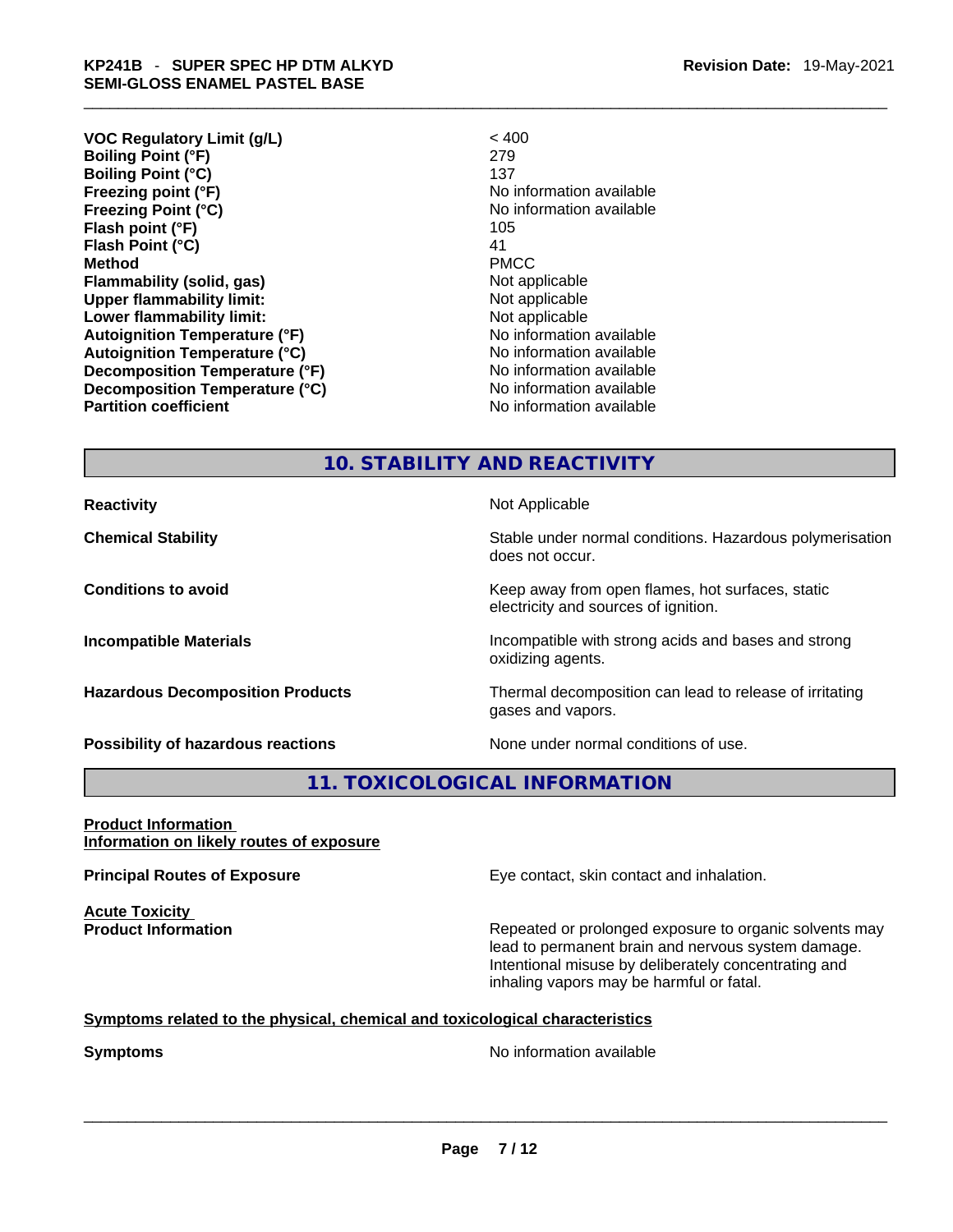| | |
|---|---|
| **VOC Regulatory Limit (g/L)** | < 400 |
| **Boiling Point (°F)** | 279 |
| **Boiling Point (°C)** | 137 |
| **Freezing point (°F)** | No information available |
| **Freezing Point (°C)** | No information available |
| **Flash point (°F)** | 105 |
| **Flash Point (°C)** | 41 |
| **Method** | PMCC |
| **Flammability (solid, gas)** | Not applicable |
| **Upper flammability limit:** | Not applicable |
| **Lower flammability limit:** | Not applicable |
| **Autoignition Temperature (°F)** | No information available |
| **Autoignition Temperature (°C)** | No information available |
| **Decomposition Temperature (°F)** | No information available |
| **Decomposition Temperature (°C)** | No information available |
| **Partition coefficient** | No information available |

## 10. STABILITY AND REACTIVITY

| | |
|---|---|
| **Reactivity** | Not Applicable |
| **Chemical Stability** | Stable under normal conditions. Hazardous polymerisation does not occur. |
| **Conditions to avoid** | Keep away from open flames, hot surfaces, static electricity and sources of ignition. |
| **Incompatible Materials** | Incompatible with strong acids and bases and strong oxidizing agents. |
| **Hazardous Decomposition Products** | Thermal decomposition can lead to release of irritating gases and vapors. |
| **Possibility of hazardous reactions** | None under normal conditions of use. |

## 11. TOXICOLOGICAL INFORMATION

**Product Information**
**Information on likely routes of exposure**

**Principal Routes of Exposure** — Eye contact, skin contact and inhalation.

**Acute Toxicity**
**Product Information** — Repeated or prolonged exposure to organic solvents may lead to permanent brain and nervous system damage. Intentional misuse by deliberately concentrating and inhaling vapors may be harmful or fatal.

**Symptoms related to the physical, chemical and toxicological characteristics**

**Symptoms** — No information available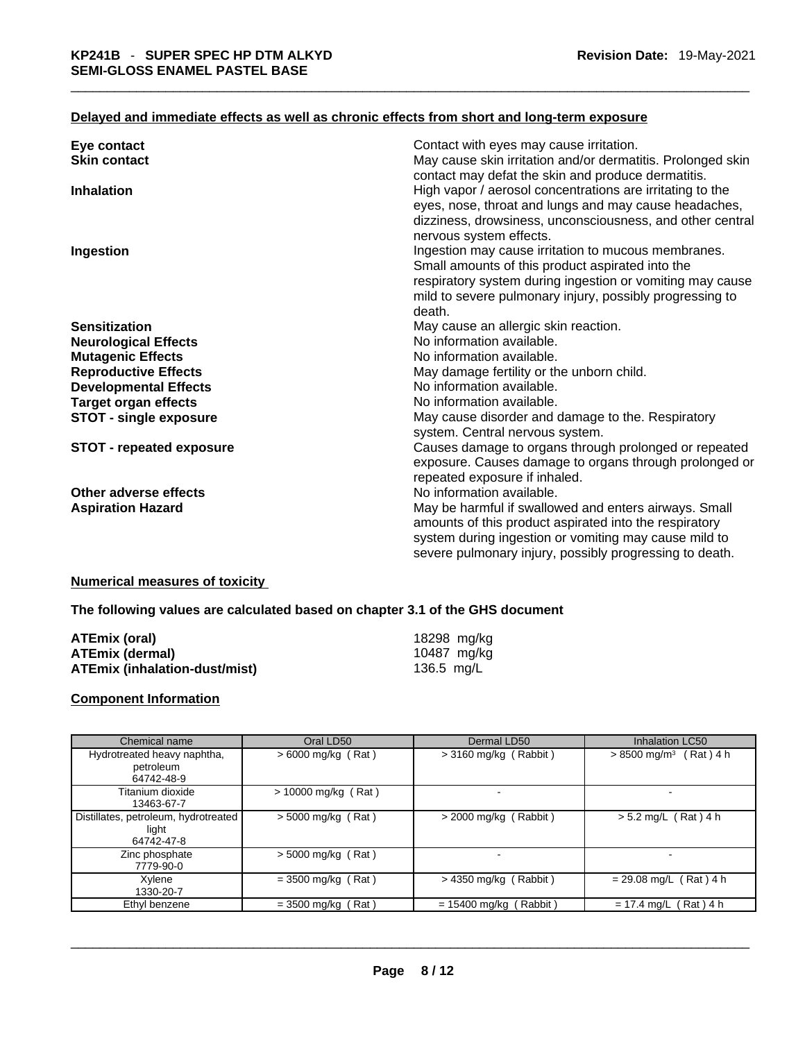### Delayed and immediate effects as well as chronic effects from short and long-term exposure

**Eye contact** Contact with eyes may cause irritation.

**Skin contact** May cause skin irritation and/or dermatitis. Prolonged skin contact may defat the skin and produce dermatitis.

**Inhalation** High vapor / aerosol concentrations are irritating to the eyes, nose, throat and lungs and may cause headaches, dizziness, drowsiness, unconsciousness, and other central nervous system effects.

**Ingestion** Ingestion may cause irritation to mucous membranes. Small amounts of this product aspirated into the respiratory system during ingestion or vomiting may cause mild to severe pulmonary injury, possibly progressing to death.

**Sensitization** May cause an allergic skin reaction.

**Neurological Effects** No information available.

**Mutagenic Effects** No information available.

**Reproductive Effects** May damage fertility or the unborn child.

**Developmental Effects** No information available.

**Target organ effects** No information available.

**STOT - single exposure** May cause disorder and damage to the. Respiratory system. Central nervous system.

**STOT - repeated exposure** Causes damage to organs through prolonged or repeated exposure. Causes damage to organs through prolonged or repeated exposure if inhaled.

**Other adverse effects** No information available.

**Aspiration Hazard** May be harmful if swallowed and enters airways. Small amounts of this product aspirated into the respiratory system during ingestion or vomiting may cause mild to severe pulmonary injury, possibly progressing to death.

### Numerical measures of toxicity

**The following values are calculated based on chapter 3.1 of the GHS document**

**ATEmix (oral)** 18298 mg/kg
**ATEmix (dermal)** 10487 mg/kg
**ATEmix (inhalation-dust/mist)** 136.5 mg/L

### Component Information

| Chemical name | Oral LD50 | Dermal LD50 | Inhalation LC50 |
|---|---|---|---|
| Hydrotreated heavy naphtha, petroleum 64742-48-9 | > 6000 mg/kg ( Rat ) | > 3160 mg/kg ( Rabbit ) | > 8500 mg/m³ ( Rat ) 4 h |
| Titanium dioxide 13463-67-7 | > 10000 mg/kg ( Rat ) | - | - |
| Distillates, petroleum, hydrotreated light 64742-47-8 | > 5000 mg/kg ( Rat ) | > 2000 mg/kg ( Rabbit ) | > 5.2 mg/L ( Rat ) 4 h |
| Zinc phosphate 7779-90-0 | > 5000 mg/kg ( Rat ) | - | - |
| Xylene 1330-20-7 | = 3500 mg/kg ( Rat ) | > 4350 mg/kg ( Rabbit ) | = 29.08 mg/L ( Rat ) 4 h |
| Ethyl benzene | = 3500 mg/kg ( Rat ) | = 15400 mg/kg ( Rabbit ) | = 17.4 mg/L ( Rat ) 4 h |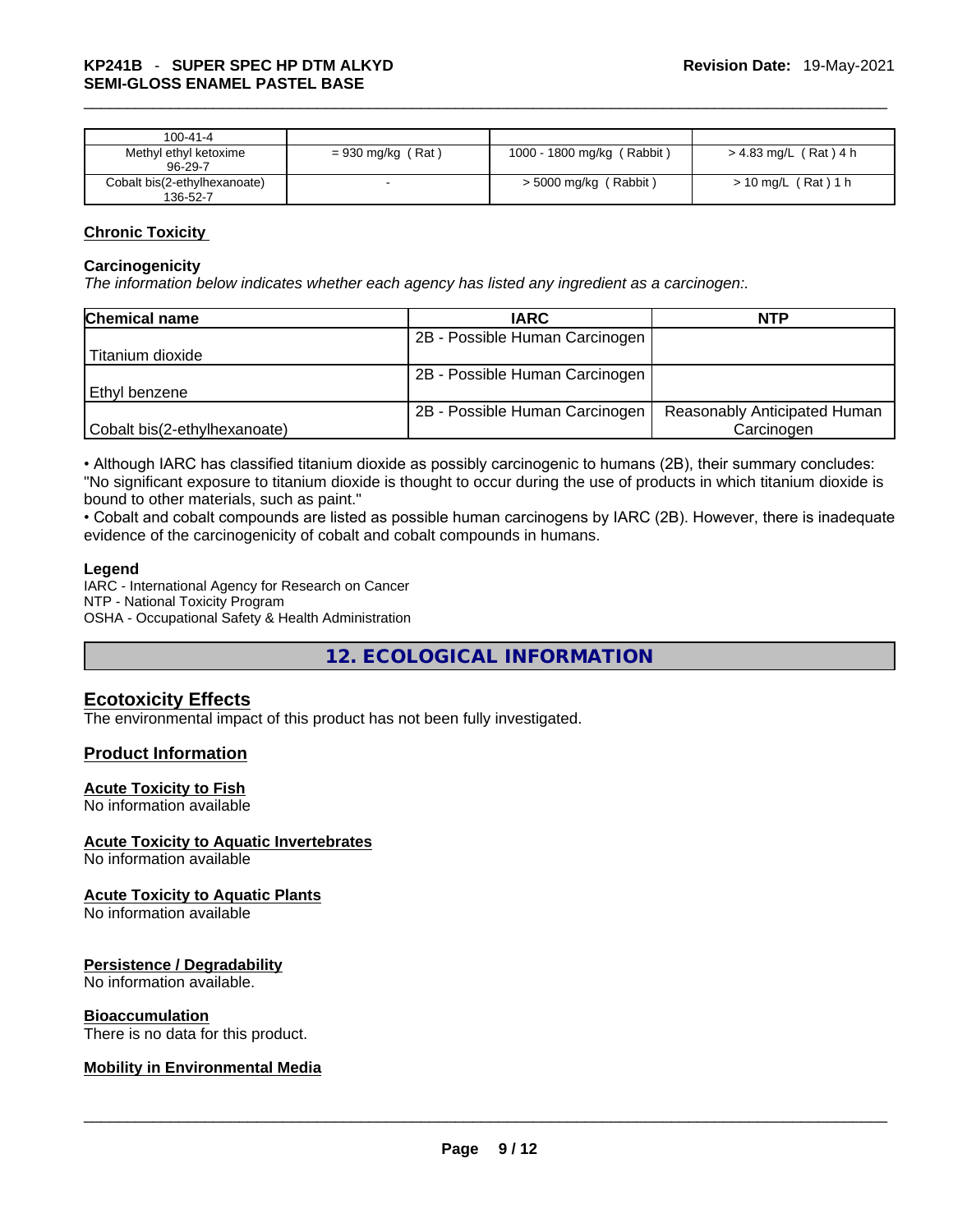| | | | |
|---|---|---|---|
| 100-41-4 | | | |
| Methyl ethyl ketoxime<br>96-29-7 | = 930 mg/kg ( Rat ) | 1000 - 1800 mg/kg ( Rabbit ) | > 4.83 mg/L ( Rat ) 4 h |
| Cobalt bis(2-ethylhexanoate)<br>136-52-7 | - | > 5000 mg/kg ( Rabbit ) | > 10 mg/L ( Rat ) 1 h |

## Chronic Toxicity

### Carcinogenicity

*The information below indicates whether each agency has listed any ingredient as a carcinogen:.*

| Chemical name | IARC | NTP |
|---|---|---|
| Titanium dioxide | 2B - Possible Human Carcinogen | |
| Ethyl benzene | 2B - Possible Human Carcinogen | |
| Cobalt bis(2-ethylhexanoate) | 2B - Possible Human Carcinogen | Reasonably Anticipated Human Carcinogen |

• Although IARC has classified titanium dioxide as possibly carcinogenic to humans (2B), their summary concludes: "No significant exposure to titanium dioxide is thought to occur during the use of products in which titanium dioxide is bound to other materials, such as paint."
• Cobalt and cobalt compounds are listed as possible human carcinogens by IARC (2B). However, there is inadequate evidence of the carcinogenicity of cobalt and cobalt compounds in humans.

**Legend**
IARC - International Agency for Research on Cancer
NTP - National Toxicity Program
OSHA - Occupational Safety & Health Administration

# 12. ECOLOGICAL INFORMATION

## Ecotoxicity Effects

The environmental impact of this product has not been fully investigated.

## Product Information

### Acute Toxicity to Fish

No information available

### Acute Toxicity to Aquatic Invertebrates

No information available

### Acute Toxicity to Aquatic Plants

No information available

### Persistence / Degradability

No information available.

### Bioaccumulation

There is no data for this product.

### Mobility in Environmental Media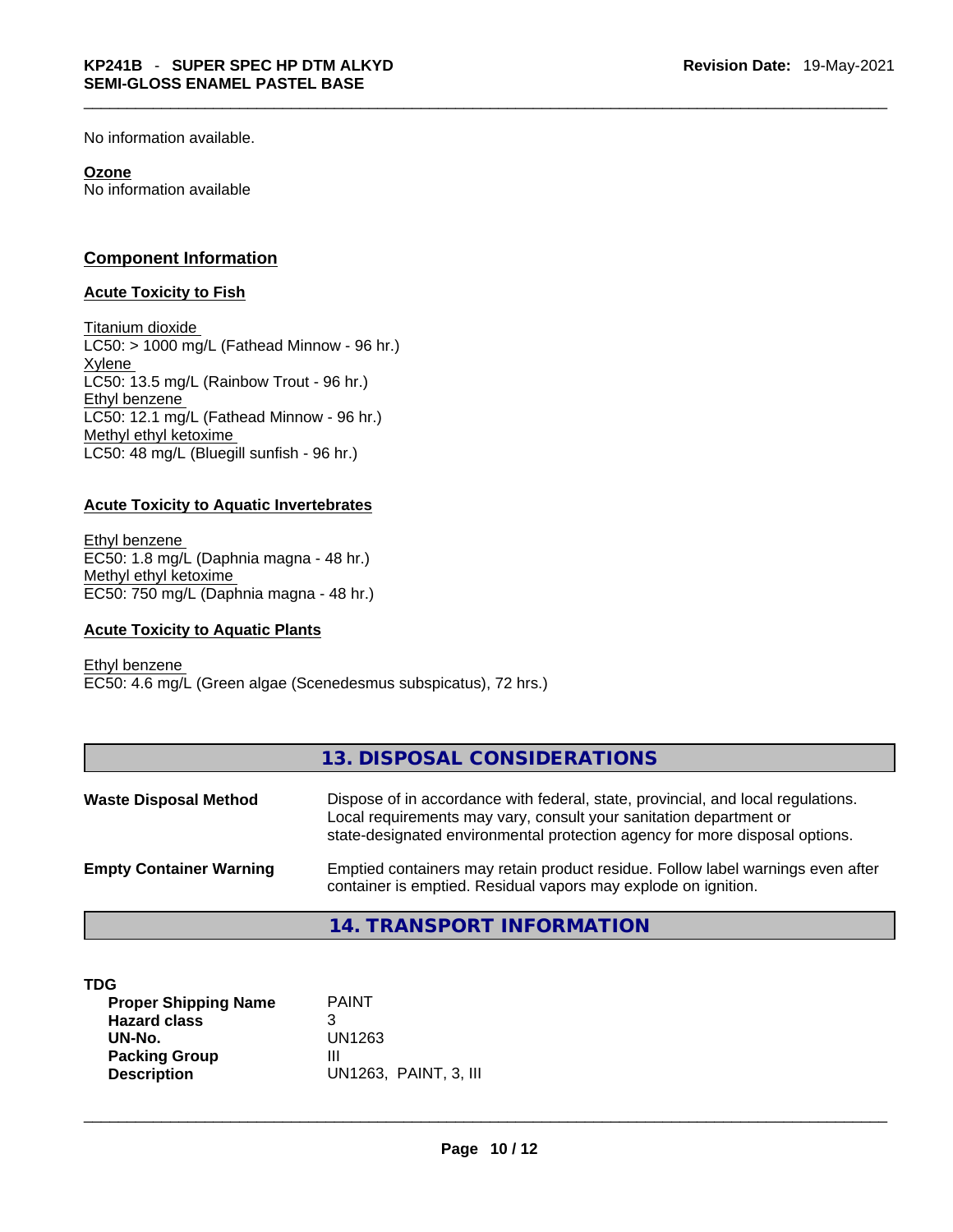No information available.

**Ozone**
No information available

## Component Information

### Acute Toxicity to Fish

Titanium dioxide
LC50: > 1000 mg/L (Fathead Minnow - 96 hr.)
Xylene
LC50: 13.5 mg/L (Rainbow Trout - 96 hr.)
Ethyl benzene
LC50: 12.1 mg/L (Fathead Minnow - 96 hr.)
Methyl ethyl ketoxime
LC50: 48 mg/L (Bluegill sunfish - 96 hr.)

### Acute Toxicity to Aquatic Invertebrates

Ethyl benzene
EC50: 1.8 mg/L (Daphnia magna - 48 hr.)
Methyl ethyl ketoxime
EC50: 750 mg/L (Daphnia magna - 48 hr.)

### Acute Toxicity to Aquatic Plants

Ethyl benzene
EC50: 4.6 mg/L (Green algae (Scenedesmus subspicatus), 72 hrs.)

## 13. DISPOSAL CONSIDERATIONS

**Waste Disposal Method** Dispose of in accordance with federal, state, provincial, and local regulations. Local requirements may vary, consult your sanitation department or state-designated environmental protection agency for more disposal options.

**Empty Container Warning** Emptied containers may retain product residue. Follow label warnings even after container is emptied. Residual vapors may explode on ignition.

## 14. TRANSPORT INFORMATION

**TDG**

| | |
|---|---|
| **Proper Shipping Name** | PAINT |
| **Hazard class** | 3 |
| **UN-No.** | UN1263 |
| **Packing Group** | III |
| **Description** | UN1263, PAINT, 3, III |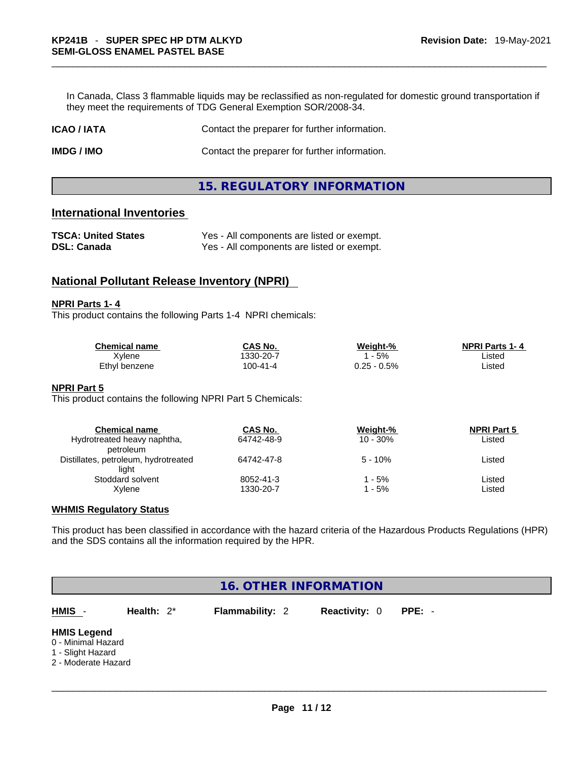In Canada, Class 3 flammable liquids may be reclassified as non-regulated for domestic ground transportation if they meet the requirements of TDG General Exemption SOR/2008-34.

**ICAO / IATA** Contact the preparer for further information.

**IMDG / IMO** Contact the preparer for further information.

## 15. REGULATORY INFORMATION

### International Inventories

**TSCA: United States** Yes - All components are listed or exempt.
**DSL: Canada** Yes - All components are listed or exempt.

### National Pollutant Release Inventory (NPRI)

**NPRI Parts 1- 4**
This product contains the following Parts 1-4 NPRI chemicals:

| Chemical name | CAS No. | Weight-% | NPRI Parts 1- 4 |
|---|---|---|---|
| Xylene | 1330-20-7 | 1 - 5% | Listed |
| Ethyl benzene | 100-41-4 | 0.25 - 0.5% | Listed |

**NPRI Part 5**
This product contains the following NPRI Part 5 Chemicals:

| Chemical name | CAS No. | Weight-% | NPRI Part 5 |
|---|---|---|---|
| Hydrotreated heavy naphtha, petroleum | 64742-48-9 | 10 - 30% | Listed |
| Distillates, petroleum, hydrotreated light | 64742-47-8 | 5 - 10% | Listed |
| Stoddard solvent | 8052-41-3 | 1 - 5% | Listed |
| Xylene | 1330-20-7 | 1 - 5% | Listed |

**WHMIS Regulatory Status**

This product has been classified in accordance with the hazard criteria of the Hazardous Products Regulations (HPR) and the SDS contains all the information required by the HPR.

## 16. OTHER INFORMATION

**HMIS** - **Health:** 2* **Flammability:** 2 **Reactivity:** 0 **PPE:** -

**HMIS Legend**
0 - Minimal Hazard
1 - Slight Hazard
2 - Moderate Hazard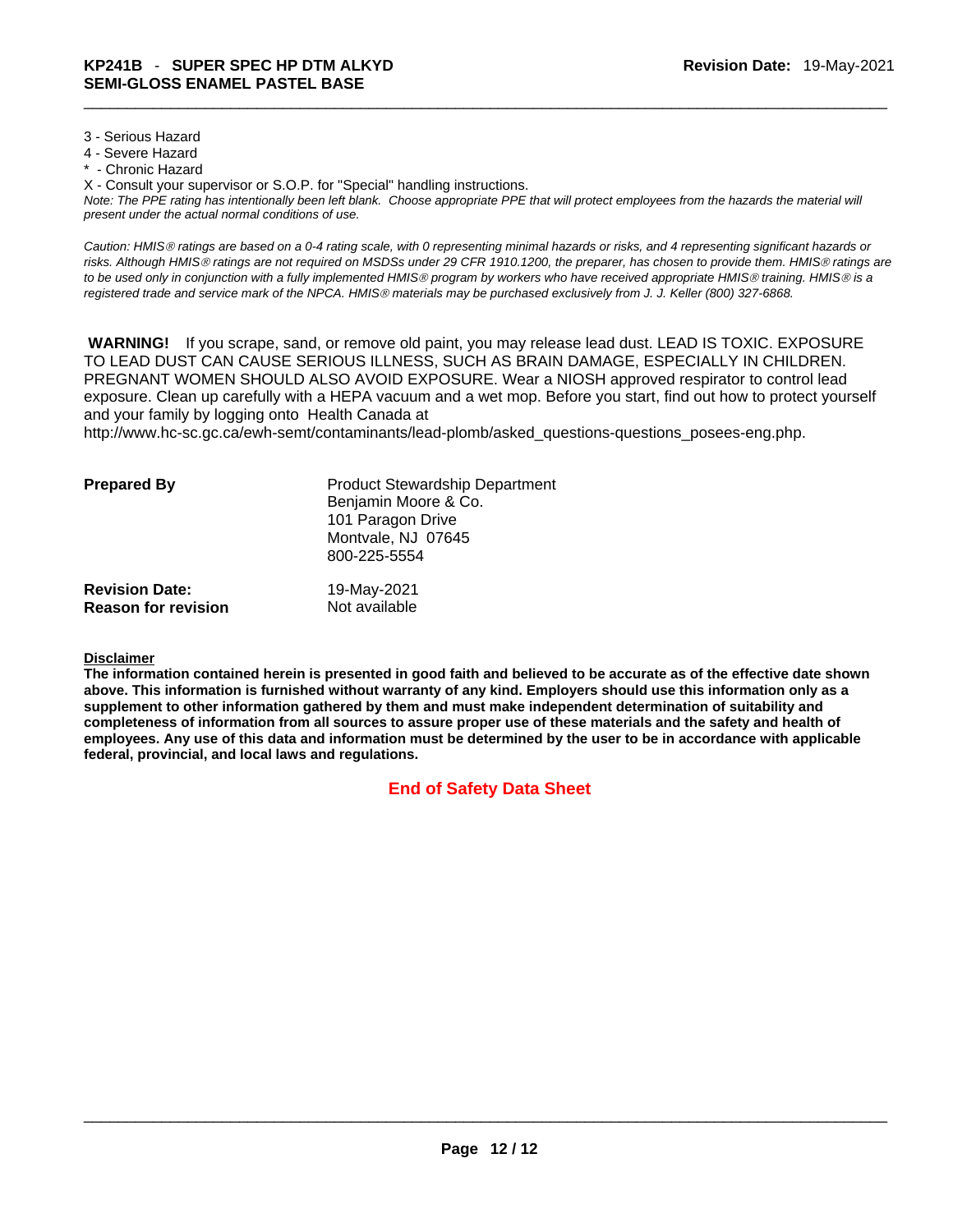3 - Serious Hazard
4 - Severe Hazard
* - Chronic Hazard
X - Consult your supervisor or S.O.P. for "Special" handling instructions.

*Note: The PPE rating has intentionally been left blank. Choose appropriate PPE that will protect employees from the hazards the material will present under the actual normal conditions of use.*

*Caution: HMIS® ratings are based on a 0-4 rating scale, with 0 representing minimal hazards or risks, and 4 representing significant hazards or risks. Although HMIS® ratings are not required on MSDSs under 29 CFR 1910.1200, the preparer, has chosen to provide them. HMIS® ratings are to be used only in conjunction with a fully implemented HMIS® program by workers who have received appropriate HMIS® training. HMIS® is a registered trade and service mark of the NPCA. HMIS® materials may be purchased exclusively from J. J. Keller (800) 327-6868.*

**WARNING!** If you scrape, sand, or remove old paint, you may release lead dust. LEAD IS TOXIC. EXPOSURE TO LEAD DUST CAN CAUSE SERIOUS ILLNESS, SUCH AS BRAIN DAMAGE, ESPECIALLY IN CHILDREN. PREGNANT WOMEN SHOULD ALSO AVOID EXPOSURE. Wear a NIOSH approved respirator to control lead exposure. Clean up carefully with a HEPA vacuum and a wet mop. Before you start, find out how to protect yourself and your family by logging onto Health Canada at http://www.hc-sc.gc.ca/ewh-semt/contaminants/lead-plomb/asked_questions-questions_posees-eng.php.

**Prepared By**
Product Stewardship Department
Benjamin Moore & Co.
101 Paragon Drive
Montvale, NJ 07645
800-225-5554

**Revision Date:** 19-May-2021
**Reason for revision** Not available

**Disclaimer**

**The information contained herein is presented in good faith and believed to be accurate as of the effective date shown above. This information is furnished without warranty of any kind. Employers should use this information only as a supplement to other information gathered by them and must make independent determination of suitability and completeness of information from all sources to assure proper use of these materials and the safety and health of employees. Any use of this data and information must be determined by the user to be in accordance with applicable federal, provincial, and local laws and regulations.**

**End of Safety Data Sheet**